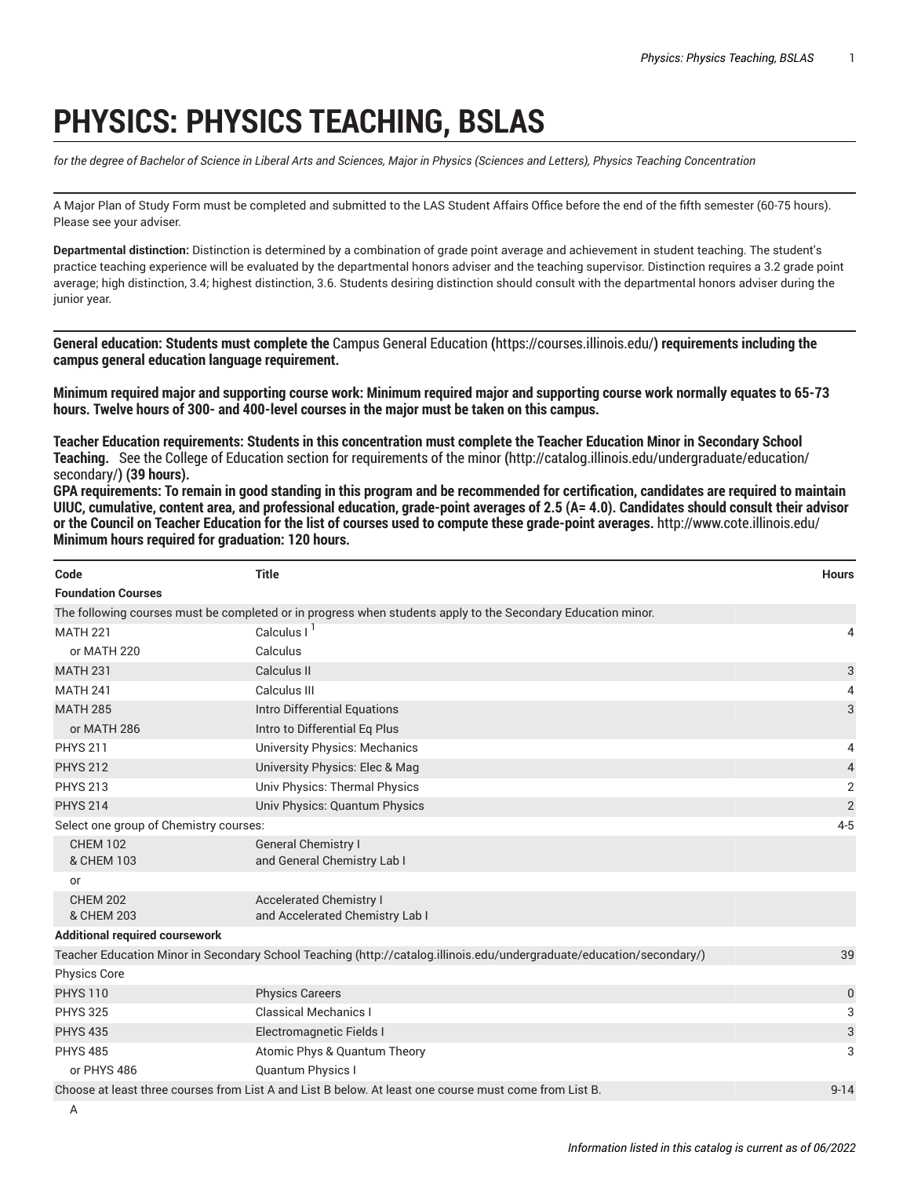# PHYSICS: PHYSICS TEACHING, BSLAS

*for the degree of Bachelor of Science in Liberal Arts and Sciences, Major in Physics (Sciences and Letters), Physics Teaching Concentration*

A Major Plan of Study Form must be completed and submitted to the LAS Student Affairs Office before the end of the fifth semester (60-75 hours). Please see your adviser.

**Departmental distinction:** Distinction is determined by a combination of grade point average and achievement in student teaching. The student's practice teaching experience will be evaluated by the departmental honors adviser and the teaching supervisor. Distinction requires a 3.2 grade point average; high distinction, 3.4; highest distinction, 3.6. Students desiring distinction should consult with the departmental honors adviser during the junior year.

**General education: Students must complete the** Campus General Education (https://courses.illinois.edu/) **requirements including the campus general education language requirement.**

**Minimum required major and supporting course work: Minimum required major and supporting course work normally equates to 65-73 hours. Twelve hours of 300- and 400-level courses in the major must be taken on this campus.**

**Teacher Education requirements: Students in this concentration must complete the Teacher Education Minor in Secondary School Teaching.** See the College of Education section for requirements of the minor (http://catalog.illinois.edu/undergraduate/education/secondary/) **(39 hours).**

**GPA requirements: To remain in good standing in this program and be recommended for certification, candidates are required to maintain UIUC, cumulative, content area, and professional education, grade-point averages of 2.5 (A= 4.0). Candidates should consult their advisor or the Council on Teacher Education for the list of courses used to compute these grade-point averages.** http://www.cote.illinois.edu/

**Minimum hours required for graduation: 120 hours.**

| Code | Title | Hours |
|---|---|---|
| **Foundation Courses** | | |
| The following courses must be completed or in progress when students apply to the Secondary Education minor. | | |
| MATH 221 | Calculus I [1] | 4 |
| or MATH 220 | Calculus | |
| MATH 231 | Calculus II | 3 |
| MATH 241 | Calculus III | 4 |
| MATH 285 | Intro Differential Equations | 3 |
| or MATH 286 | Intro to Differential Eq Plus | |
| PHYS 211 | University Physics: Mechanics | 4 |
| PHYS 212 | University Physics: Elec & Mag | 4 |
| PHYS 213 | Univ Physics: Thermal Physics | 2 |
| PHYS 214 | Univ Physics: Quantum Physics | 2 |
| Select one group of Chemistry courses: | | 4-5 |
| CHEM 102 & CHEM 103 | General Chemistry I and General Chemistry Lab I | |
| or | | |
| CHEM 202 & CHEM 203 | Accelerated Chemistry I and Accelerated Chemistry Lab I | |
| **Additional required coursework** | | |
| Teacher Education Minor in Secondary School Teaching (http://catalog.illinois.edu/undergraduate/education/secondary/) | | 39 |
| Physics Core | | |
| PHYS 110 | Physics Careers | 0 |
| PHYS 325 | Classical Mechanics I | 3 |
| PHYS 435 | Electromagnetic Fields I | 3 |
| PHYS 485 | Atomic Phys & Quantum Theory | 3 |
| or PHYS 486 | Quantum Physics I | |
| Choose at least three courses from List A and List B below. At least one course must come from List B. | | 9-14 |
| A | | |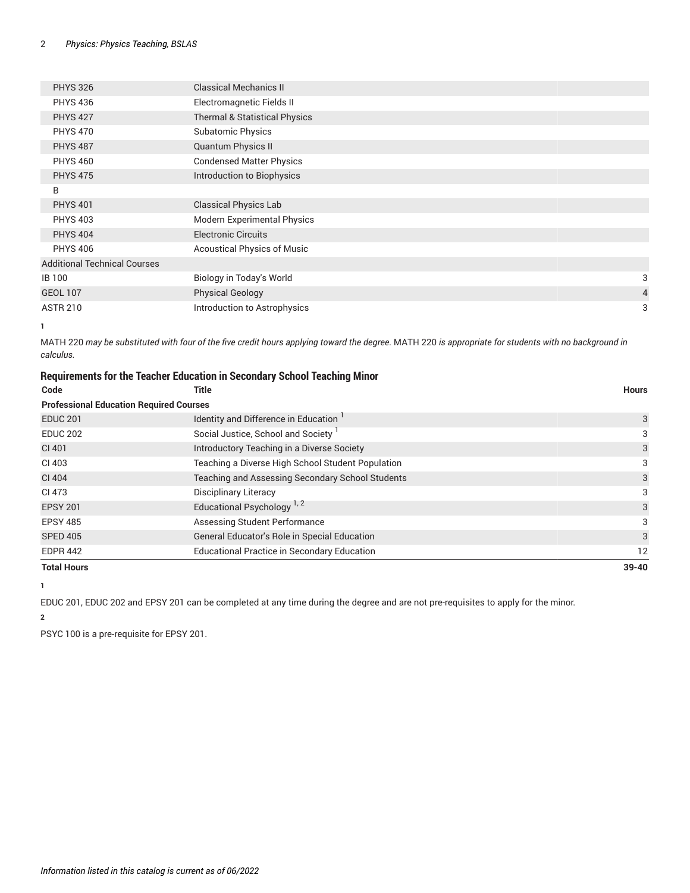| | | |
|---|---|---|
| PHYS 326 | Classical Mechanics II | |
| PHYS 436 | Electromagnetic Fields II | |
| PHYS 427 | Thermal & Statistical Physics | |
| PHYS 470 | Subatomic Physics | |
| PHYS 487 | Quantum Physics II | |
| PHYS 460 | Condensed Matter Physics | |
| PHYS 475 | Introduction to Biophysics | |
| B | | |
| PHYS 401 | Classical Physics Lab | |
| PHYS 403 | Modern Experimental Physics | |
| PHYS 404 | Electronic Circuits | |
| PHYS 406 | Acoustical Physics of Music | |
| Additional Technical Courses | | |
| IB 100 | Biology in Today's World | 3 |
| GEOL 107 | Physical Geology | 4 |
| ASTR 210 | Introduction to Astrophysics | 3 |

1

MATH 220 *may be substituted with four of the five credit hours applying toward the degree.* MATH 220 *is appropriate for students with no background in calculus.*

## Requirements for the Teacher Education in Secondary School Teaching Minor

| Code | Title | Hours |
|---|---|---|
| **Professional Education Required Courses** | | |
| EDUC 201 | Identity and Difference in Education [1] | 3 |
| EDUC 202 | Social Justice, School and Society [1] | 3 |
| CI 401 | Introductory Teaching in a Diverse Society | 3 |
| CI 403 | Teaching a Diverse High School Student Population | 3 |
| CI 404 | Teaching and Assessing Secondary School Students | 3 |
| CI 473 | Disciplinary Literacy | 3 |
| EPSY 201 | Educational Psychology [1,2] | 3 |
| EPSY 485 | Assessing Student Performance | 3 |
| SPED 405 | General Educator's Role in Special Education | 3 |
| EDPR 442 | Educational Practice in Secondary Education | 12 |
| **Total Hours** | | **39-40** |

1

EDUC 201, EDUC 202 and EPSY 201 can be completed at any time during the degree and are not pre-requisites to apply for the minor.

2

PSYC 100 is a pre-requisite for EPSY 201.